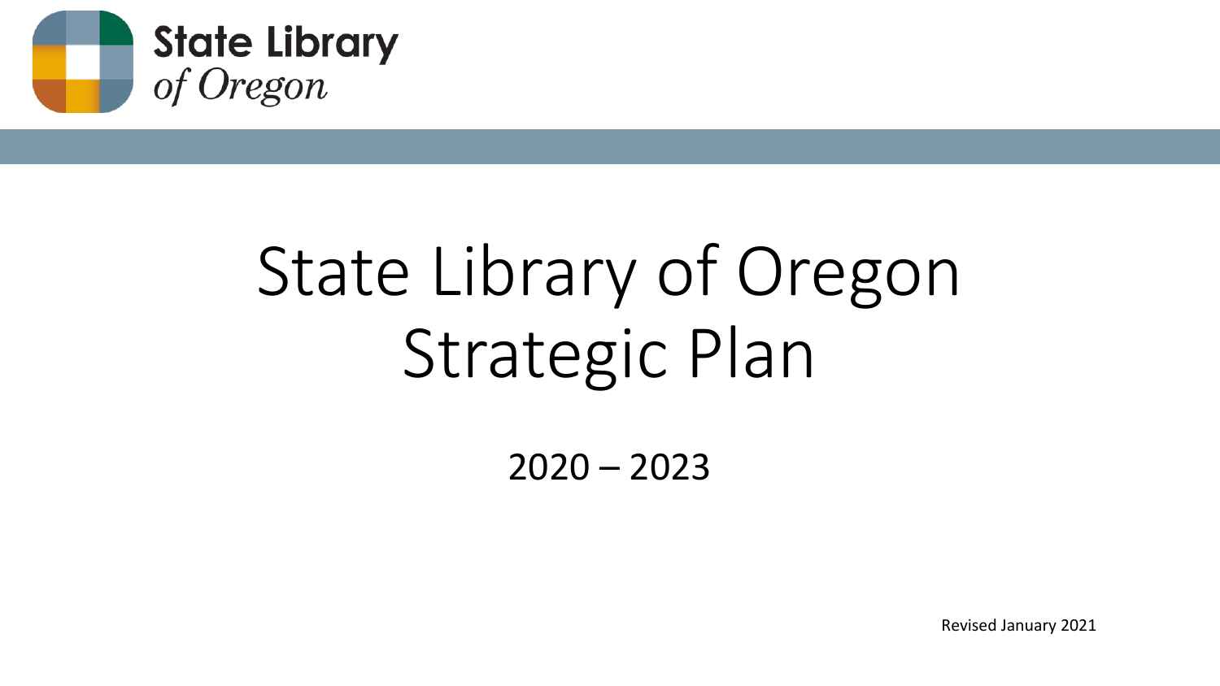**State Library**
*of Oregon*

# State Library of Oregon Strategic Plan

2020 – 2023

Revised January 2021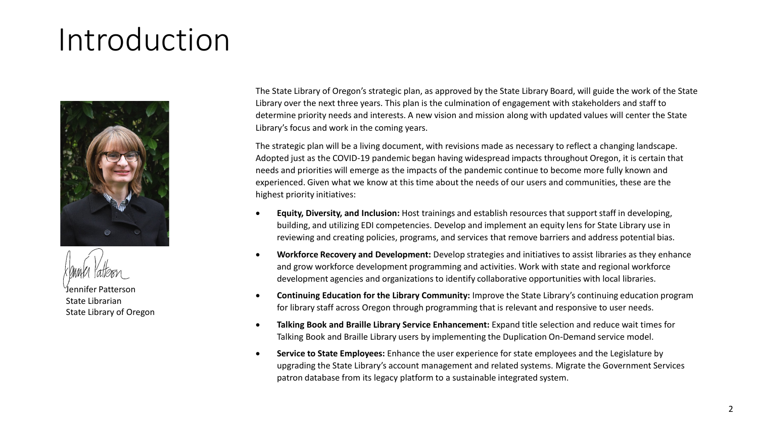# Introduction

Jennifer Patterson
State Librarian
State Library of Oregon

The State Library of Oregon's strategic plan, as approved by the State Library Board, will guide the work of the State Library over the next three years. This plan is the culmination of engagement with stakeholders and staff to determine priority needs and interests. A new vision and mission along with updated values will center the State Library's focus and work in the coming years.

The strategic plan will be a living document, with revisions made as necessary to reflect a changing landscape. Adopted just as the COVID-19 pandemic began having widespread impacts throughout Oregon, it is certain that needs and priorities will emerge as the impacts of the pandemic continue to become more fully known and experienced. Given what we know at this time about the needs of our users and communities, these are the highest priority initiatives:

- **Equity, Diversity, and Inclusion:** Host trainings and establish resources that support staff in developing, building, and utilizing EDI competencies. Develop and implement an equity lens for State Library use in reviewing and creating policies, programs, and services that remove barriers and address potential bias.
- **Workforce Recovery and Development:** Develop strategies and initiatives to assist libraries as they enhance and grow workforce development programming and activities. Work with state and regional workforce development agencies and organizations to identify collaborative opportunities with local libraries.
- **Continuing Education for the Library Community:** Improve the State Library's continuing education program for library staff across Oregon through programming that is relevant and responsive to user needs.
- **Talking Book and Braille Library Service Enhancement:** Expand title selection and reduce wait times for Talking Book and Braille Library users by implementing the Duplication On-Demand service model.
- **Service to State Employees:** Enhance the user experience for state employees and the Legislature by upgrading the State Library's account management and related systems. Migrate the Government Services patron database from its legacy platform to a sustainable integrated system.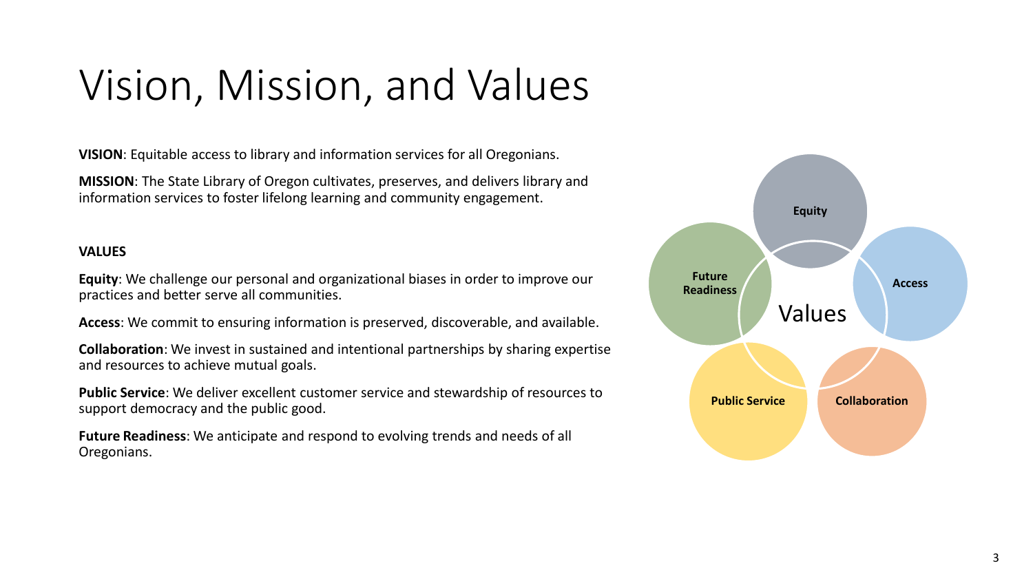# Vision, Mission, and Values

**VISION**: Equitable access to library and information services for all Oregonians.

**MISSION**: The State Library of Oregon cultivates, preserves, and delivers library and information services to foster lifelong learning and community engagement.

**VALUES**

**Equity**: We challenge our personal and organizational biases in order to improve our practices and better serve all communities.

**Access**: We commit to ensuring information is preserved, discoverable, and available.

**Collaboration**: We invest in sustained and intentional partnerships by sharing expertise and resources to achieve mutual goals.

**Public Service**: We deliver excellent customer service and stewardship of resources to support democracy and the public good.

**Future Readiness**: We anticipate and respond to evolving trends and needs of all Oregonians.

Values

- Equity
- Access
- Collaboration
- Public Service
- Future Readiness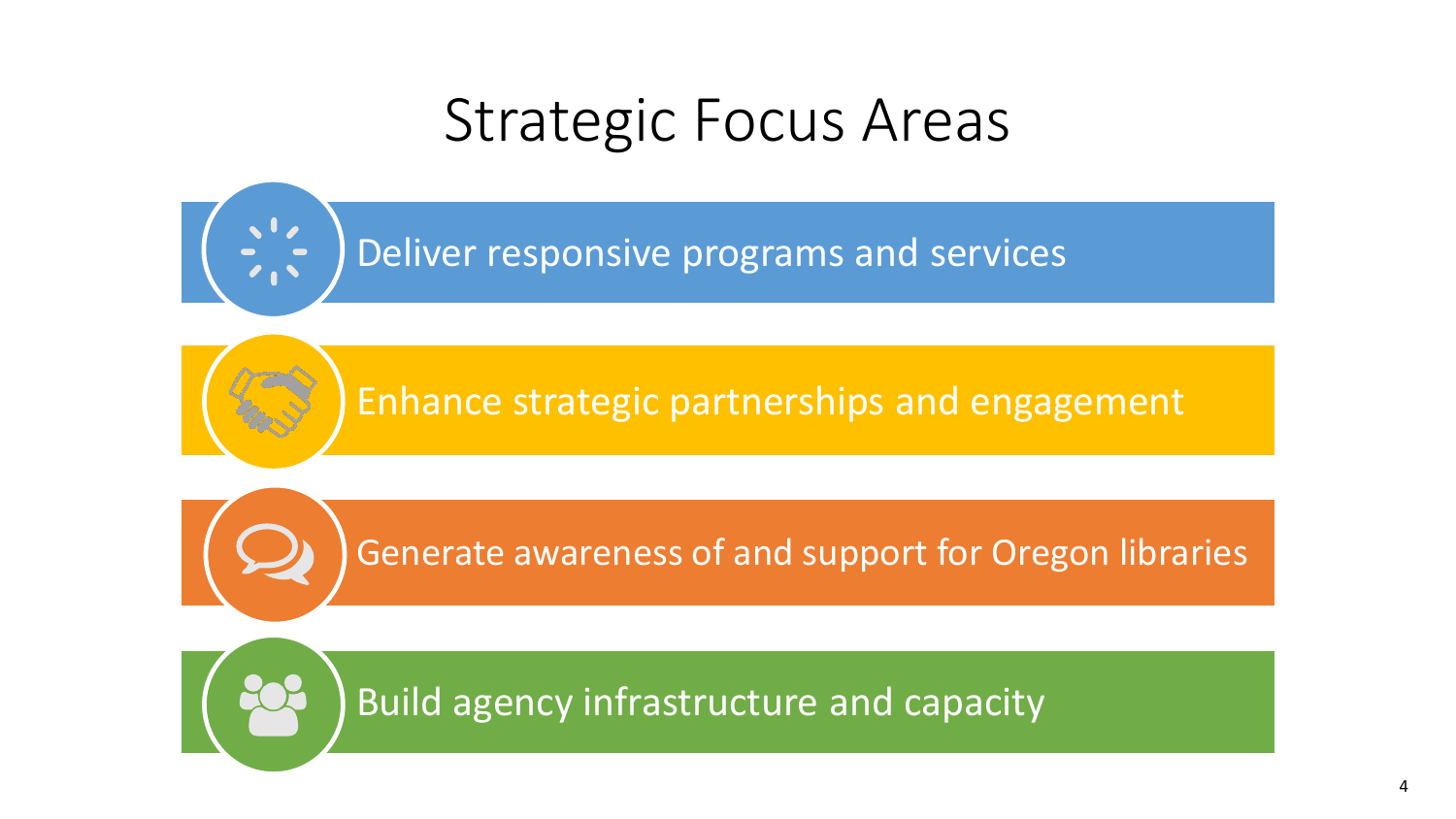# Strategic Focus Areas

- Deliver responsive programs and services
- Enhance strategic partnerships and engagement
- Generate awareness of and support for Oregon libraries
- Build agency infrastructure and capacity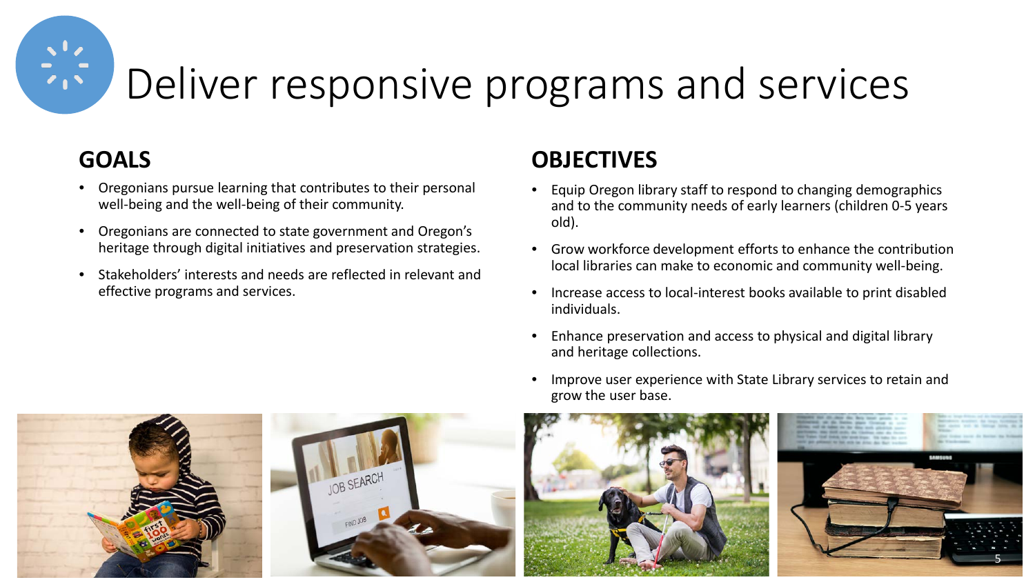# Deliver responsive programs and services

## GOALS

- Oregonians pursue learning that contributes to their personal well-being and the well-being of their community.
- Oregonians are connected to state government and Oregon's heritage through digital initiatives and preservation strategies.
- Stakeholders' interests and needs are reflected in relevant and effective programs and services.

## OBJECTIVES

- Equip Oregon library staff to respond to changing demographics and to the community needs of early learners (children 0-5 years old).
- Grow workforce development efforts to enhance the contribution local libraries can make to economic and community well-being.
- Increase access to local-interest books available to print disabled individuals.
- Enhance preservation and access to physical and digital library and heritage collections.
- Improve user experience with State Library services to retain and grow the user base.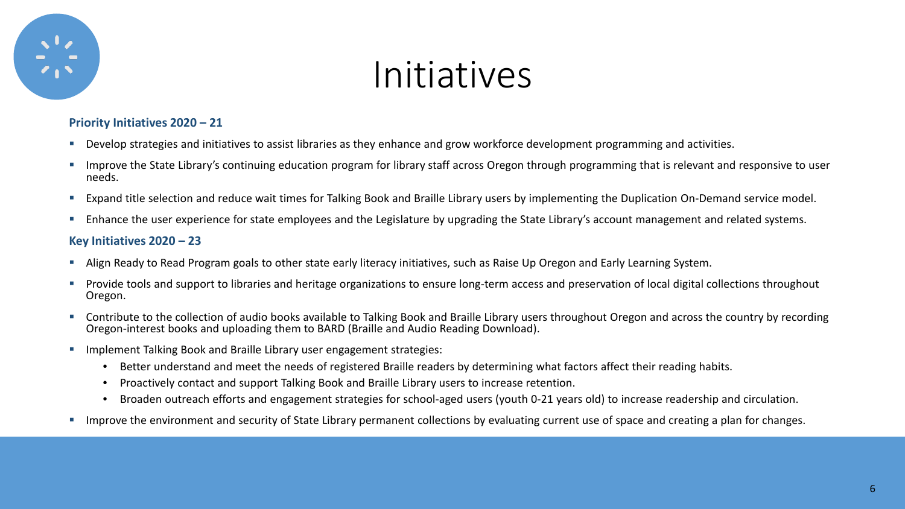# Initiatives

**Priority Initiatives 2020 – 21**

- Develop strategies and initiatives to assist libraries as they enhance and grow workforce development programming and activities.
- Improve the State Library's continuing education program for library staff across Oregon through programming that is relevant and responsive to user needs.
- Expand title selection and reduce wait times for Talking Book and Braille Library users by implementing the Duplication On-Demand service model.
- Enhance the user experience for state employees and the Legislature by upgrading the State Library's account management and related systems.

**Key Initiatives 2020 – 23**

- Align Ready to Read Program goals to other state early literacy initiatives, such as Raise Up Oregon and Early Learning System.
- Provide tools and support to libraries and heritage organizations to ensure long-term access and preservation of local digital collections throughout Oregon.
- Contribute to the collection of audio books available to Talking Book and Braille Library users throughout Oregon and across the country by recording Oregon-interest books and uploading them to BARD (Braille and Audio Reading Download).
- Implement Talking Book and Braille Library user engagement strategies:
  - Better understand and meet the needs of registered Braille readers by determining what factors affect their reading habits.
  - Proactively contact and support Talking Book and Braille Library users to increase retention.
  - Broaden outreach efforts and engagement strategies for school-aged users (youth 0-21 years old) to increase readership and circulation.
- Improve the environment and security of State Library permanent collections by evaluating current use of space and creating a plan for changes.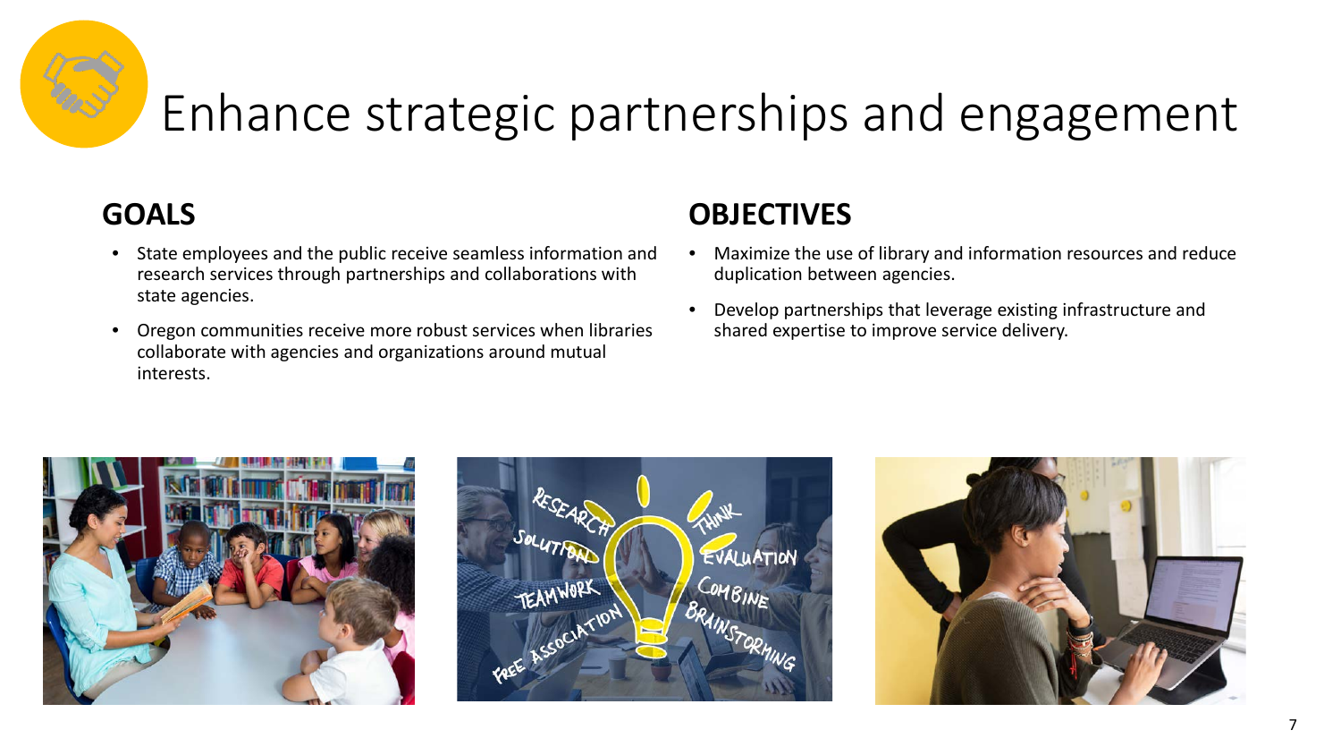# Enhance strategic partnerships and engagement

## GOALS

- State employees and the public receive seamless information and research services through partnerships and collaborations with state agencies.
- Oregon communities receive more robust services when libraries collaborate with agencies and organizations around mutual interests.

## OBJECTIVES

- Maximize the use of library and information resources and reduce duplication between agencies.
- Develop partnerships that leverage existing infrastructure and shared expertise to improve service delivery.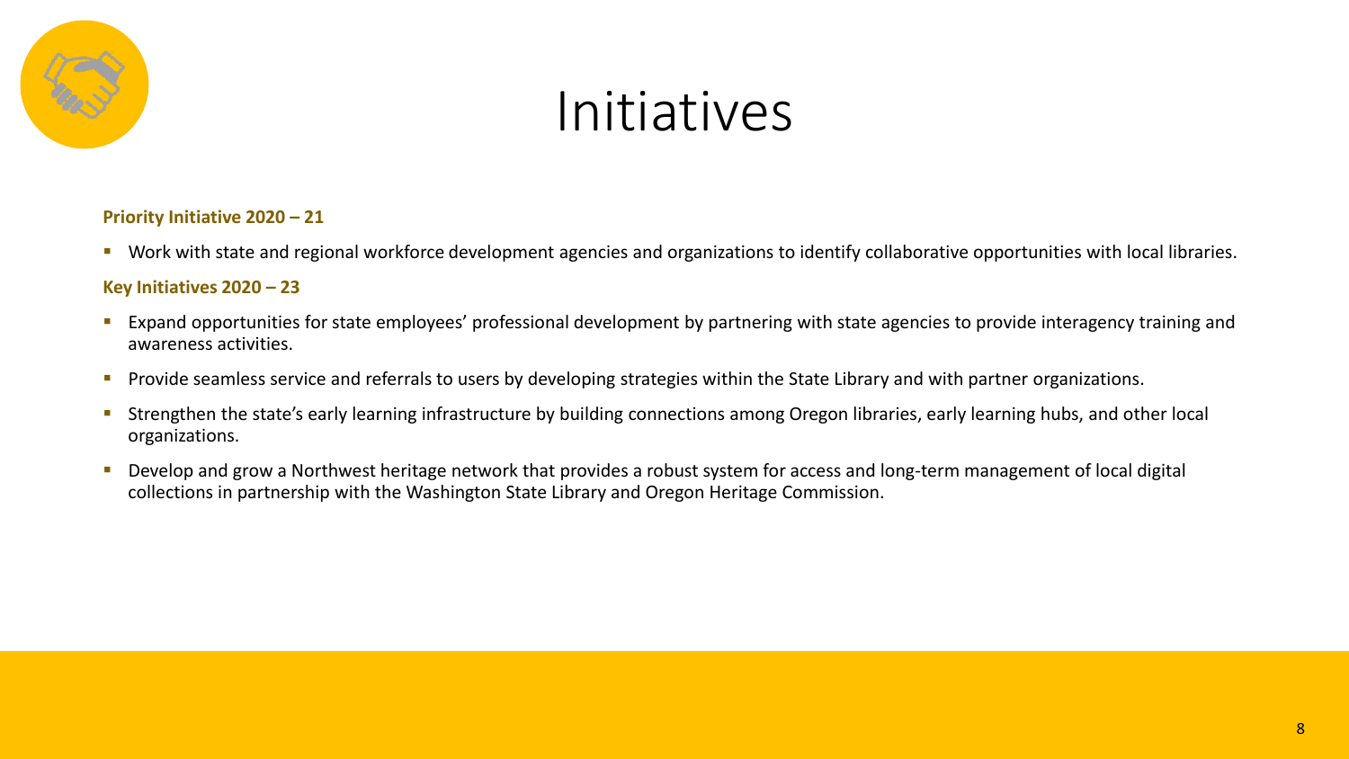# Initiatives

**Priority Initiative 2020 – 21**

- Work with state and regional workforce development agencies and organizations to identify collaborative opportunities with local libraries.

**Key Initiatives 2020 – 23**

- Expand opportunities for state employees' professional development by partnering with state agencies to provide interagency training and awareness activities.
- Provide seamless service and referrals to users by developing strategies within the State Library and with partner organizations.
- Strengthen the state's early learning infrastructure by building connections among Oregon libraries, early learning hubs, and other local organizations.
- Develop and grow a Northwest heritage network that provides a robust system for access and long-term management of local digital collections in partnership with the Washington State Library and Oregon Heritage Commission.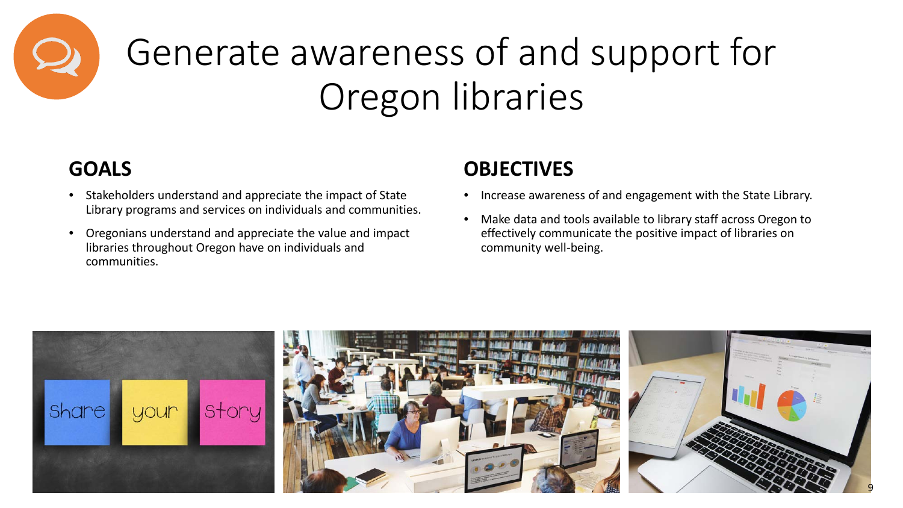# Generate awareness of and support for Oregon libraries

## GOALS

- Stakeholders understand and appreciate the impact of State Library programs and services on individuals and communities.
- Oregonians understand and appreciate the value and impact libraries throughout Oregon have on individuals and communities.

## OBJECTIVES

- Increase awareness of and engagement with the State Library.
- Make data and tools available to library staff across Oregon to effectively communicate the positive impact of libraries on community well-being.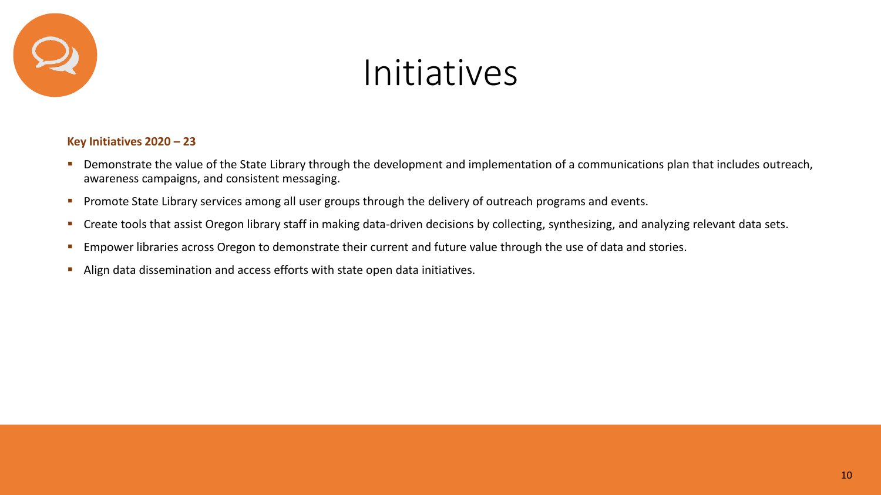# Initiatives

**Key Initiatives 2020 – 23**

- Demonstrate the value of the State Library through the development and implementation of a communications plan that includes outreach, awareness campaigns, and consistent messaging.
- Promote State Library services among all user groups through the delivery of outreach programs and events.
- Create tools that assist Oregon library staff in making data-driven decisions by collecting, synthesizing, and analyzing relevant data sets.
- Empower libraries across Oregon to demonstrate their current and future value through the use of data and stories.
- Align data dissemination and access efforts with state open data initiatives.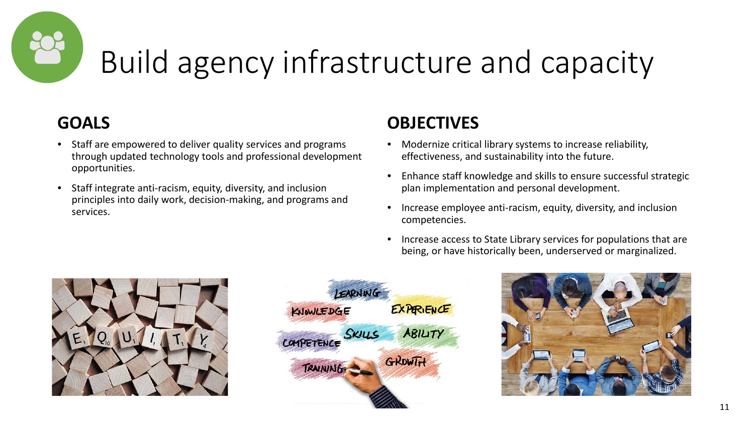# Build agency infrastructure and capacity

## GOALS

- Staff are empowered to deliver quality services and programs through updated technology tools and professional development opportunities.
- Staff integrate anti-racism, equity, diversity, and inclusion principles into daily work, decision-making, and programs and services.

## OBJECTIVES

- Modernize critical library systems to increase reliability, effectiveness, and sustainability into the future.
- Enhance staff knowledge and skills to ensure successful strategic plan implementation and personal development.
- Increase employee anti-racism, equity, diversity, and inclusion competencies.
- Increase access to State Library services for populations that are being, or have historically been, underserved or marginalized.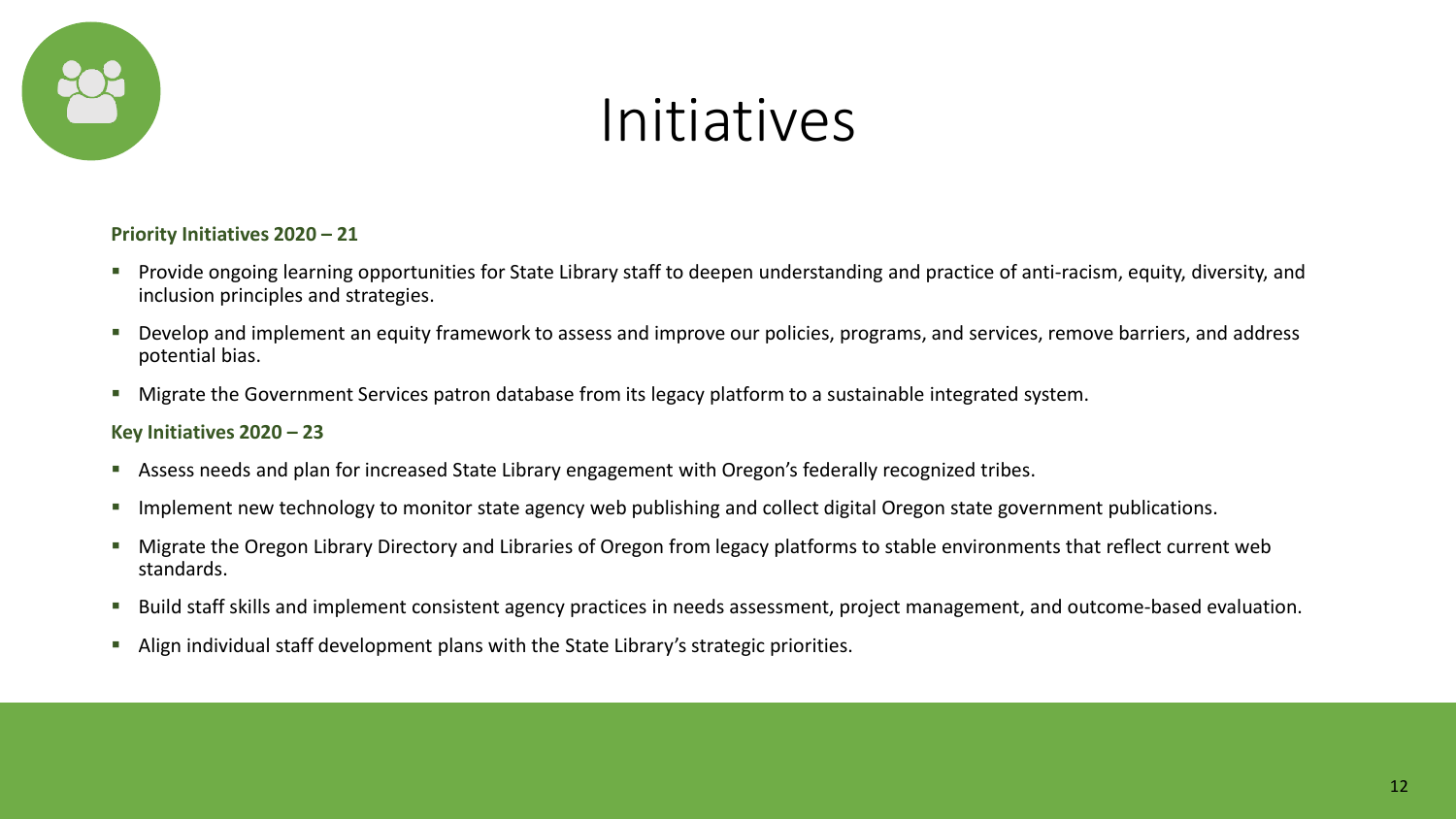# Initiatives

**Priority Initiatives 2020 – 21**

- Provide ongoing learning opportunities for State Library staff to deepen understanding and practice of anti-racism, equity, diversity, and inclusion principles and strategies.
- Develop and implement an equity framework to assess and improve our policies, programs, and services, remove barriers, and address potential bias.
- Migrate the Government Services patron database from its legacy platform to a sustainable integrated system.

**Key Initiatives 2020 – 23**

- Assess needs and plan for increased State Library engagement with Oregon's federally recognized tribes.
- Implement new technology to monitor state agency web publishing and collect digital Oregon state government publications.
- Migrate the Oregon Library Directory and Libraries of Oregon from legacy platforms to stable environments that reflect current web standards.
- Build staff skills and implement consistent agency practices in needs assessment, project management, and outcome-based evaluation.
- Align individual staff development plans with the State Library's strategic priorities.